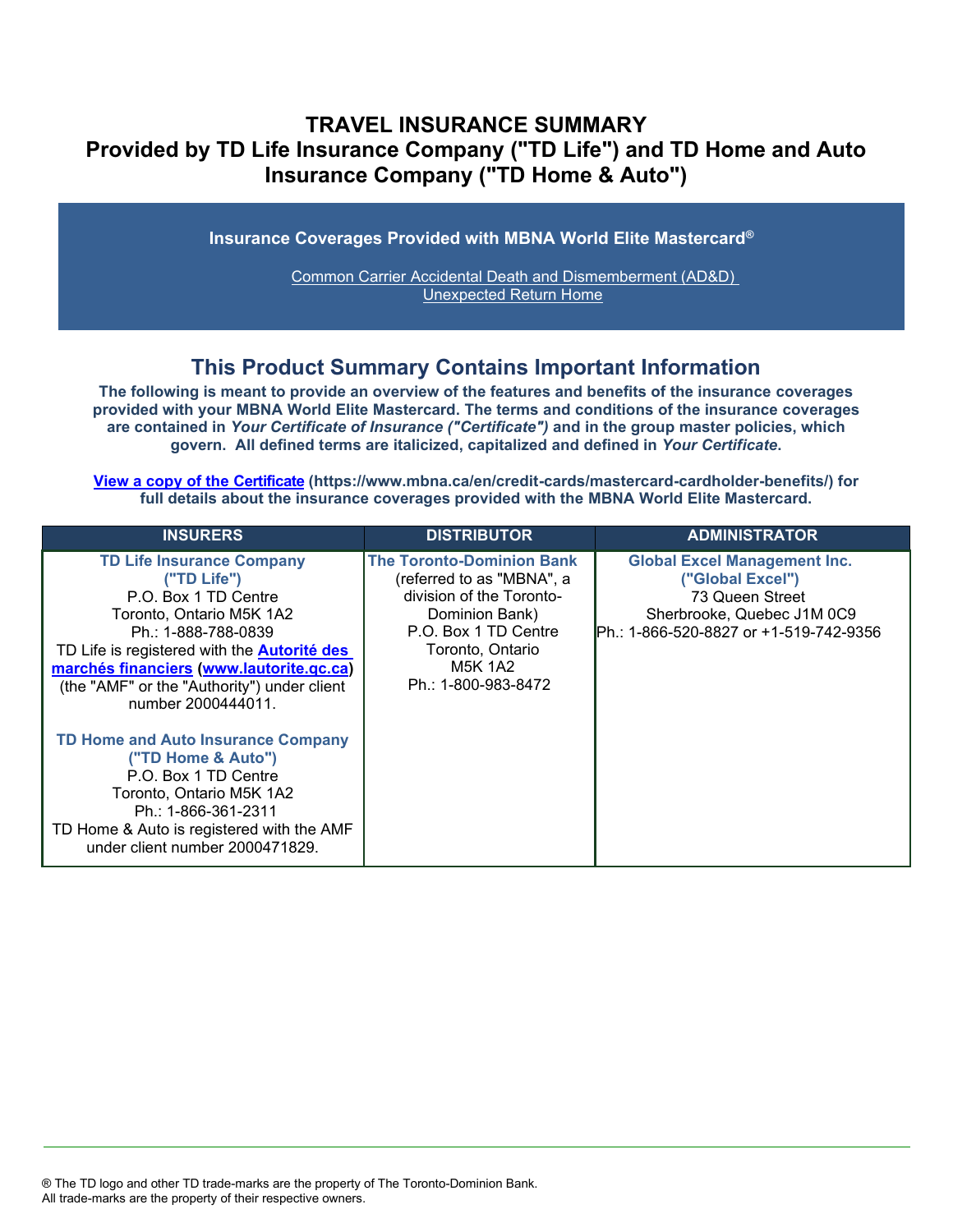# TRAVEL INSURANCE SUMMARY
# Provided by TD Life Insurance Company ("TD Life") and TD Home and Auto Insurance Company ("TD Home & Auto")

**Insurance Coverages Provided with MBNA World Elite Mastercard®**

Common Carrier Accidental Death and Dismemberment (AD&D)
Unexpected Return Home

## This Product Summary Contains Important Information

**The following is meant to provide an overview of the features and benefits of the insurance coverages provided with your MBNA World Elite Mastercard. The terms and conditions of the insurance coverages are contained in *Your Certificate of Insurance ("Certificate")* and in the group master policies, which govern. All defined terms are italicized, capitalized and defined in *Your Certificate*.**

**View a copy of the Certificate (https://www.mbna.ca/en/credit-cards/mastercard-cardholder-benefits/) for full details about the insurance coverages provided with the MBNA World Elite Mastercard.**

| INSURERS | DISTRIBUTOR | ADMINISTRATOR |
|---|---|---|
| **TD Life Insurance Company ("TD Life")** P.O. Box 1 TD Centre Toronto, Ontario M5K 1A2 Ph.: 1-888-788-0839 TD Life is registered with the **Autorité des marchés financiers** (**www.lautorite.qc.ca**) (the "AMF" or the "Authority") under client number 2000444011.<br><br>**TD Home and Auto Insurance Company ("TD Home & Auto")** P.O. Box 1 TD Centre Toronto, Ontario M5K 1A2 Ph.: 1-866-361-2311 TD Home & Auto is registered with the AMF under client number 2000471829. | **The Toronto-Dominion Bank** (referred to as "MBNA", a division of the Toronto-Dominion Bank) P.O. Box 1 TD Centre Toronto, Ontario M5K 1A2 Ph.: 1-800-983-8472 | **Global Excel Management Inc. ("Global Excel")** 73 Queen Street Sherbrooke, Quebec J1M 0C9 Ph.: 1-866-520-8827 or +1-519-742-9356 |

® The TD logo and other TD trade-marks are the property of The Toronto-Dominion Bank.
All trade-marks are the property of their respective owners.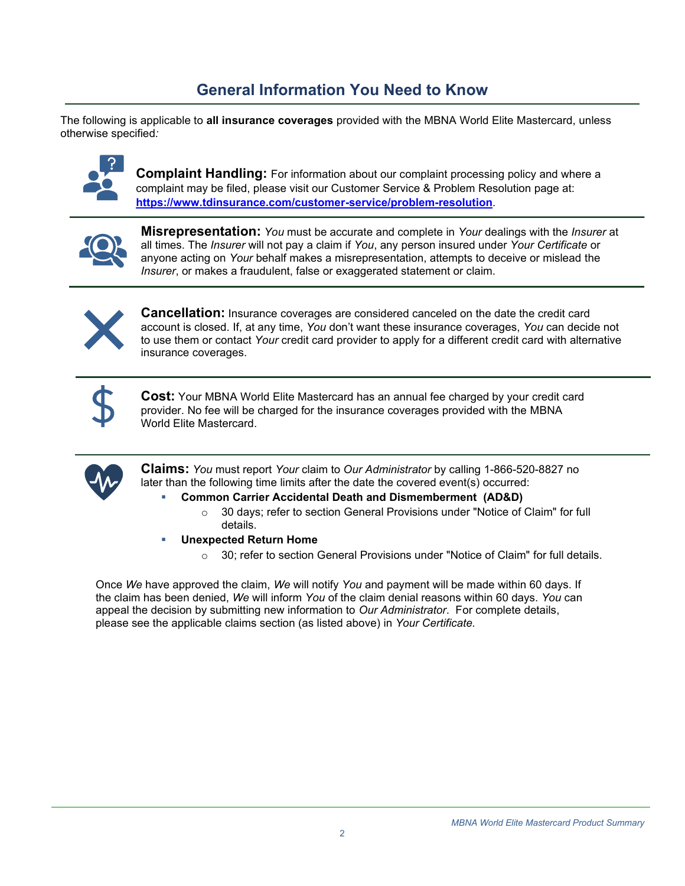## General Information You Need to Know

The following is applicable to **all insurance coverages** provided with the MBNA World Elite Mastercard, unless otherwise specified*:*

**Complaint Handling:** For information about our complaint processing policy and where a complaint may be filed, please visit our Customer Service & Problem Resolution page at: **https://www.tdinsurance.com/customer-service/problem-resolution**.

**Misrepresentation:** *You* must be accurate and complete in *Your* dealings with the *Insurer* at all times. The *Insurer* will not pay a claim if *You*, any person insured under *Your Certificate* or anyone acting on *Your* behalf makes a misrepresentation, attempts to deceive or mislead the *Insurer*, or makes a fraudulent, false or exaggerated statement or claim.

**Cancellation:** Insurance coverages are considered canceled on the date the credit card account is closed. If, at any time, *You* don't want these insurance coverages, *You* can decide not to use them or contact *Your* credit card provider to apply for a different credit card with alternative insurance coverages.

**Cost:** Your MBNA World Elite Mastercard has an annual fee charged by your credit card provider. No fee will be charged for the insurance coverages provided with the MBNA World Elite Mastercard.

**Claims:** *You* must report *Your* claim to *Our Administrator* by calling 1-866-520-8827 no later than the following time limits after the date the covered event(s) occurred:

- **Common Carrier Accidental Death and Dismemberment (AD&D)**
  - 30 days; refer to section General Provisions under "Notice of Claim" for full details.
- **Unexpected Return Home**
  - 30; refer to section General Provisions under "Notice of Claim" for full details.

Once *We* have approved the claim, *We* will notify *You* and payment will be made within 60 days. If the claim has been denied, *We* will inform *You* of the claim denial reasons within 60 days. *You* can appeal the decision by submitting new information to *Our Administrator*. For complete details, please see the applicable claims section (as listed above) in *Your Certificate*.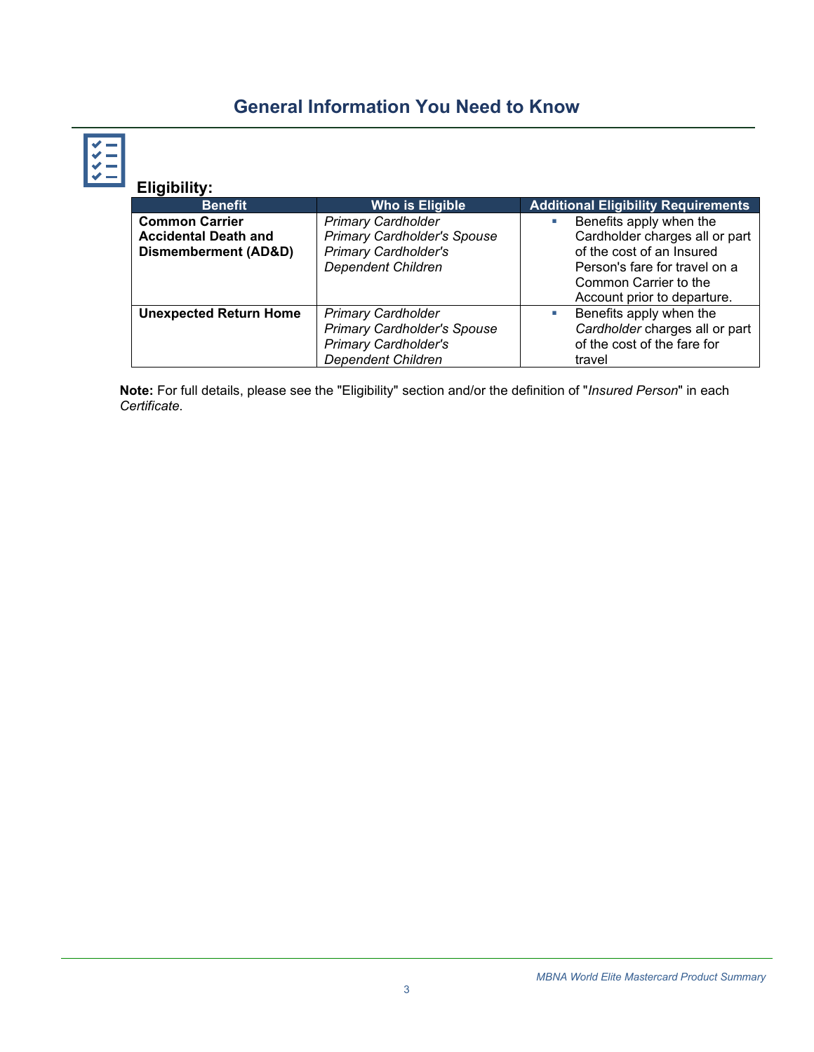# General Information You Need to Know

## Eligibility:

| Benefit | Who is Eligible | Additional Eligibility Requirements |
|---|---|---|
| **Common Carrier Accidental Death and Dismemberment (AD&D)** | *Primary Cardholder*<br>*Primary Cardholder's Spouse*<br>*Primary Cardholder's Dependent Children* | ▪ Benefits apply when the Cardholder charges all or part of the cost of an Insured Person's fare for travel on a Common Carrier to the Account prior to departure. |
| **Unexpected Return Home** | *Primary Cardholder*<br>*Primary Cardholder's Spouse*<br>*Primary Cardholder's Dependent Children* | ▪ Benefits apply when the *Cardholder* charges all or part of the cost of the fare for travel |

**Note:** For full details, please see the "Eligibility" section and/or the definition of "*Insured Person*" in each *Certificate*.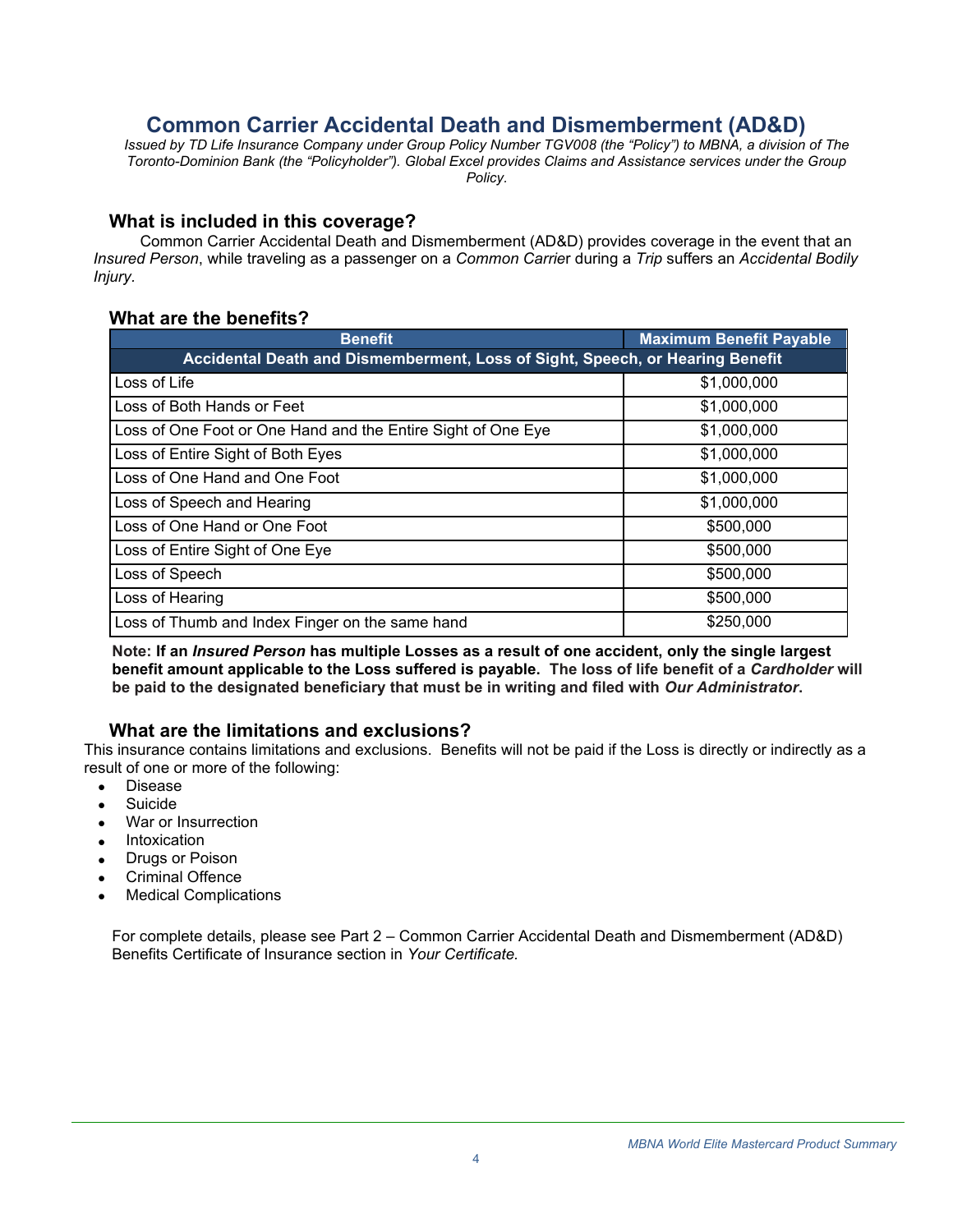# Common Carrier Accidental Death and Dismemberment (AD&D)

*Issued by TD Life Insurance Company under Group Policy Number TGV008 (the "Policy") to MBNA, a division of The Toronto-Dominion Bank (the "Policyholder"). Global Excel provides Claims and Assistance services under the Group Policy.*

## What is included in this coverage?

Common Carrier Accidental Death and Dismemberment (AD&D) provides coverage in the event that an *Insured Person*, while traveling as a passenger on a *Common Carrie*r during a *Trip* suffers an *Accidental Bodily Injury*.

## What are the benefits?

| Benefit | Maximum Benefit Payable |
|---|---|
| **Accidental Death and Dismemberment, Loss of Sight, Speech, or Hearing Benefit** | |
| Loss of Life | $1,000,000 |
| Loss of Both Hands or Feet | $1,000,000 |
| Loss of One Foot or One Hand and the Entire Sight of One Eye | $1,000,000 |
| Loss of Entire Sight of Both Eyes | $1,000,000 |
| Loss of One Hand and One Foot | $1,000,000 |
| Loss of Speech and Hearing | $1,000,000 |
| Loss of One Hand or One Foot | $500,000 |
| Loss of Entire Sight of One Eye | $500,000 |
| Loss of Speech | $500,000 |
| Loss of Hearing | $500,000 |
| Loss of Thumb and Index Finger on the same hand | $250,000 |

**Note: If an *Insured Person* has multiple Losses as a result of one accident, only the single largest benefit amount applicable to the Loss suffered is payable. The loss of life benefit of a *Cardholder* will be paid to the designated beneficiary that must be in writing and filed with *Our Administrator*.**

## What are the limitations and exclusions?

This insurance contains limitations and exclusions. Benefits will not be paid if the Loss is directly or indirectly as a result of one or more of the following:

- Disease
- Suicide
- War or Insurrection
- Intoxication
- Drugs or Poison
- Criminal Offence
- Medical Complications

For complete details, please see Part 2 – Common Carrier Accidental Death and Dismemberment (AD&D) Benefits Certificate of Insurance section in *Your Certificate.*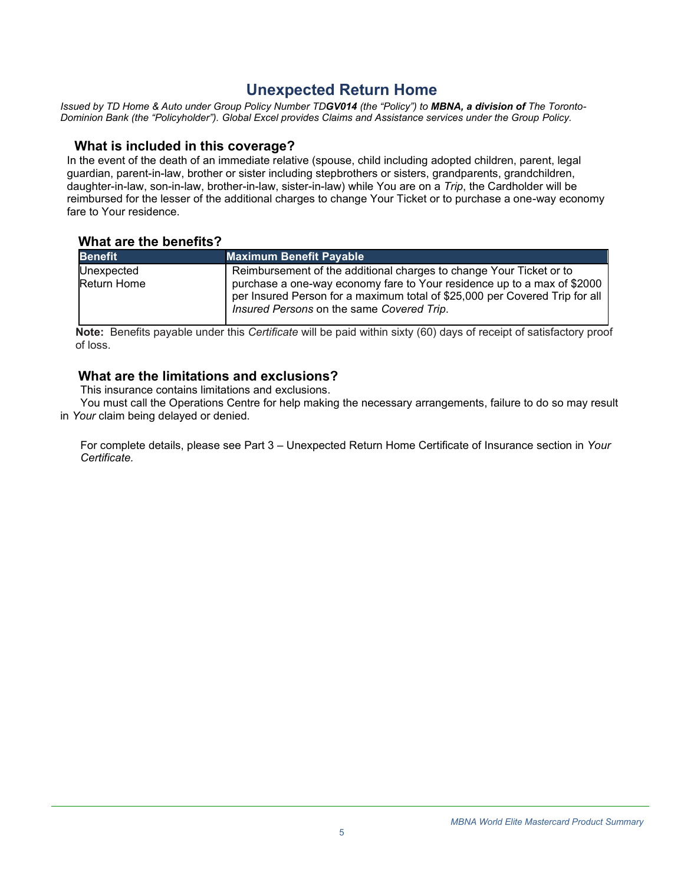# Unexpected Return Home

*Issued by TD Home & Auto under Group Policy Number TD**GV014** (the "Policy") to **MBNA, a division of** The Toronto-Dominion Bank (the "Policyholder"). Global Excel provides Claims and Assistance services under the Group Policy.*

## What is included in this coverage?

In the event of the death of an immediate relative (spouse, child including adopted children, parent, legal guardian, parent-in-law, brother or sister including stepbrothers or sisters, grandparents, grandchildren, daughter-in-law, son-in-law, brother-in-law, sister-in-law) while You are on a *Trip*, the Cardholder will be reimbursed for the lesser of the additional charges to change Your Ticket or to purchase a one-way economy fare to Your residence.

## What are the benefits?

| Benefit | Maximum Benefit Payable |
| --- | --- |
| Unexpected Return Home | Reimbursement of the additional charges to change Your Ticket or to purchase a one-way economy fare to Your residence up to a max of $2000 per Insured Person for a maximum total of $25,000 per Covered Trip for all *Insured Persons* on the same *Covered Trip*. |

**Note:** Benefits payable under this *Certificate* will be paid within sixty (60) days of receipt of satisfactory proof of loss.

## What are the limitations and exclusions?

This insurance contains limitations and exclusions.

You must call the Operations Centre for help making the necessary arrangements, failure to do so may result in *Your* claim being delayed or denied.

For complete details, please see Part 3 – Unexpected Return Home Certificate of Insurance section in *Your Certificate.*